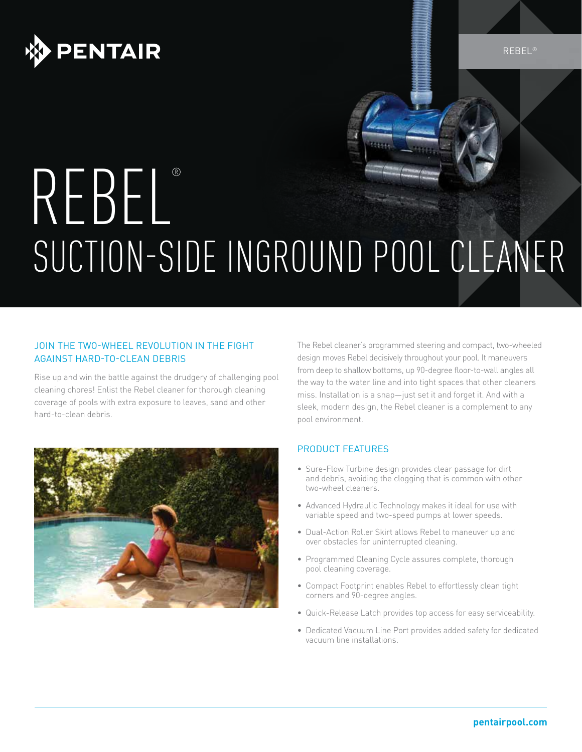PENTAIR

# REBEL®

## SUCTION-SIDE INGROUND POOL CLEANER

### JOIN THE TWO-WHEEL REVOLUTION IN THE FIGHT AGAINST HARD-TO-CLEAN DEBRIS

Rise up and win the battle against the drudgery of challenging pool cleaning chores! Enlist the Rebel cleaner for thorough cleaning coverage of pools with extra exposure to leaves, sand and other hard-to-clean debris.

The Rebel cleaner's programmed steering and compact, two-wheeled design moves Rebel decisively throughout your pool. It maneuvers from deep to shallow bottoms, up 90-degree floor-to-wall angles all the way to the water line and into tight spaces that other cleaners miss. Installation is a snap—just set it and forget it. And with a sleek, modern design, the Rebel cleaner is a complement to any pool environment.

### PRODUCT FEATURES

- Sure-Flow Turbine design provides clear passage for dirt and debris, avoiding the clogging that is common with other two-wheel cleaners.
- Advanced Hydraulic Technology makes it ideal for use with variable speed and two-speed pumps at lower speeds.
- Dual-Action Roller Skirt allows Rebel to maneuver up and over obstacles for uninterrupted cleaning.
- Programmed Cleaning Cycle assures complete, thorough pool cleaning coverage.
- Compact Footprint enables Rebel to effortlessly clean tight corners and 90-degree angles.
- Quick-Release Latch provides top access for easy serviceability.
- Dedicated Vacuum Line Port provides added safety for dedicated vacuum line installations.

**pentairpool.com**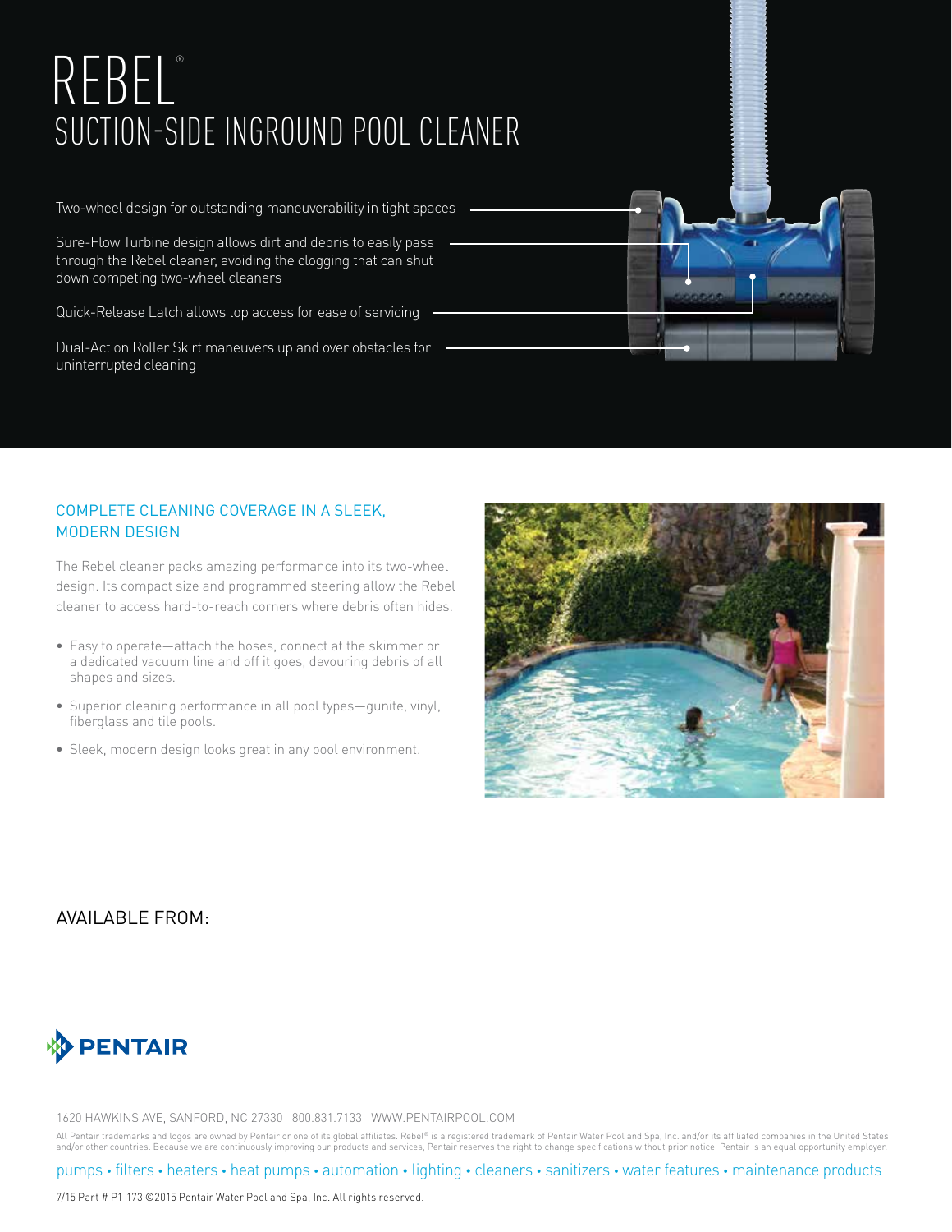# REBEL®

## SUCTION-SIDE INGROUND POOL CLEANER

Two-wheel design for outstanding maneuverability in tight spaces

Sure-Flow Turbine design allows dirt and debris to easily pass through the Rebel cleaner, avoiding the clogging that can shut down competing two-wheel cleaners

Quick-Release Latch allows top access for ease of servicing

Dual-Action Roller Skirt maneuvers up and over obstacles for uninterrupted cleaning

### COMPLETE CLEANING COVERAGE IN A SLEEK, MODERN DESIGN

The Rebel cleaner packs amazing performance into its two-wheel design. Its compact size and programmed steering allow the Rebel cleaner to access hard-to-reach corners where debris often hides.

- Easy to operate—attach the hoses, connect at the skimmer or a dedicated vacuum line and off it goes, devouring debris of all shapes and sizes.
- Superior cleaning performance in all pool types—gunite, vinyl, fiberglass and tile pools.
- Sleek, modern design looks great in any pool environment.

AVAILABLE FROM:

**PENTAIR**

1620 HAWKINS AVE, SANFORD, NC 27330 800.831.7133 WWW.PENTAIRPOOL.COM

All Pentair trademarks and logos are owned by Pentair or one of its global affiliates. Rebel® is a registered trademark of Pentair Water Pool and Spa, Inc. and/or its affiliated companies in the United States and/or other countries. Because we are continuously improving our products and services, Pentair reserves the right to change specifications without prior notice. Pentair is an equal opportunity employer.

pumps • filters • heaters • heat pumps • automation • lighting • cleaners • sanitizers • water features • maintenance products

7/15 Part # P1-173 ©2015 Pentair Water Pool and Spa, Inc. All rights reserved.